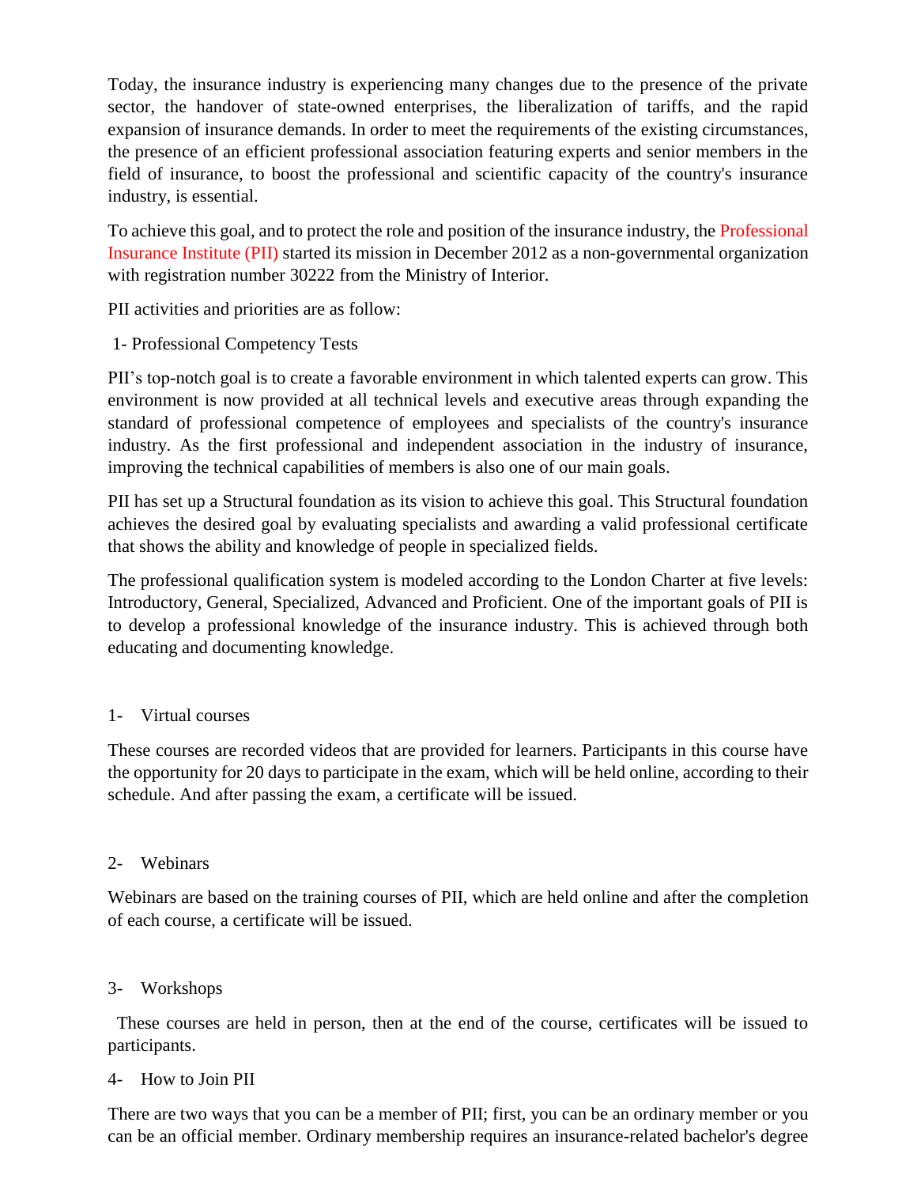Today, the insurance industry is experiencing many changes due to the presence of the private sector, the handover of state-owned enterprises, the liberalization of tariffs, and the rapid expansion of insurance demands. In order to meet the requirements of the existing circumstances, the presence of an efficient professional association featuring experts and senior members in the field of insurance, to boost the professional and scientific capacity of the country's insurance industry, is essential.

To achieve this goal, and to protect the role and position of the insurance industry, the Professional Insurance Institute (PII) started its mission in December 2012 as a non-governmental organization with registration number 30222 from the Ministry of Interior.

PII activities and priorities are as follow:

1- Professional Competency Tests

PII's top-notch goal is to create a favorable environment in which talented experts can grow. This environment is now provided at all technical levels and executive areas through expanding the standard of professional competence of employees and specialists of the country's insurance industry. As the first professional and independent association in the industry of insurance, improving the technical capabilities of members is also one of our main goals.

PII has set up a Structural foundation as its vision to achieve this goal. This Structural foundation achieves the desired goal by evaluating specialists and awarding a valid professional certificate that shows the ability and knowledge of people in specialized fields.

The professional qualification system is modeled according to the London Charter at five levels: Introductory, General, Specialized, Advanced and Proficient. One of the important goals of PII is to develop a professional knowledge of the insurance industry. This is achieved through both educating and documenting knowledge.

1- Virtual courses

These courses are recorded videos that are provided for learners. Participants in this course have the opportunity for 20 days to participate in the exam, which will be held online, according to their schedule. And after passing the exam, a certificate will be issued.

2- Webinars

Webinars are based on the training courses of PII, which are held online and after the completion of each course, a certificate will be issued.

3- Workshops

These courses are held in person, then at the end of the course, certificates will be issued to participants.

4- How to Join PII

There are two ways that you can be a member of PII; first, you can be an ordinary member or you can be an official member. Ordinary membership requires an insurance-related bachelor's degree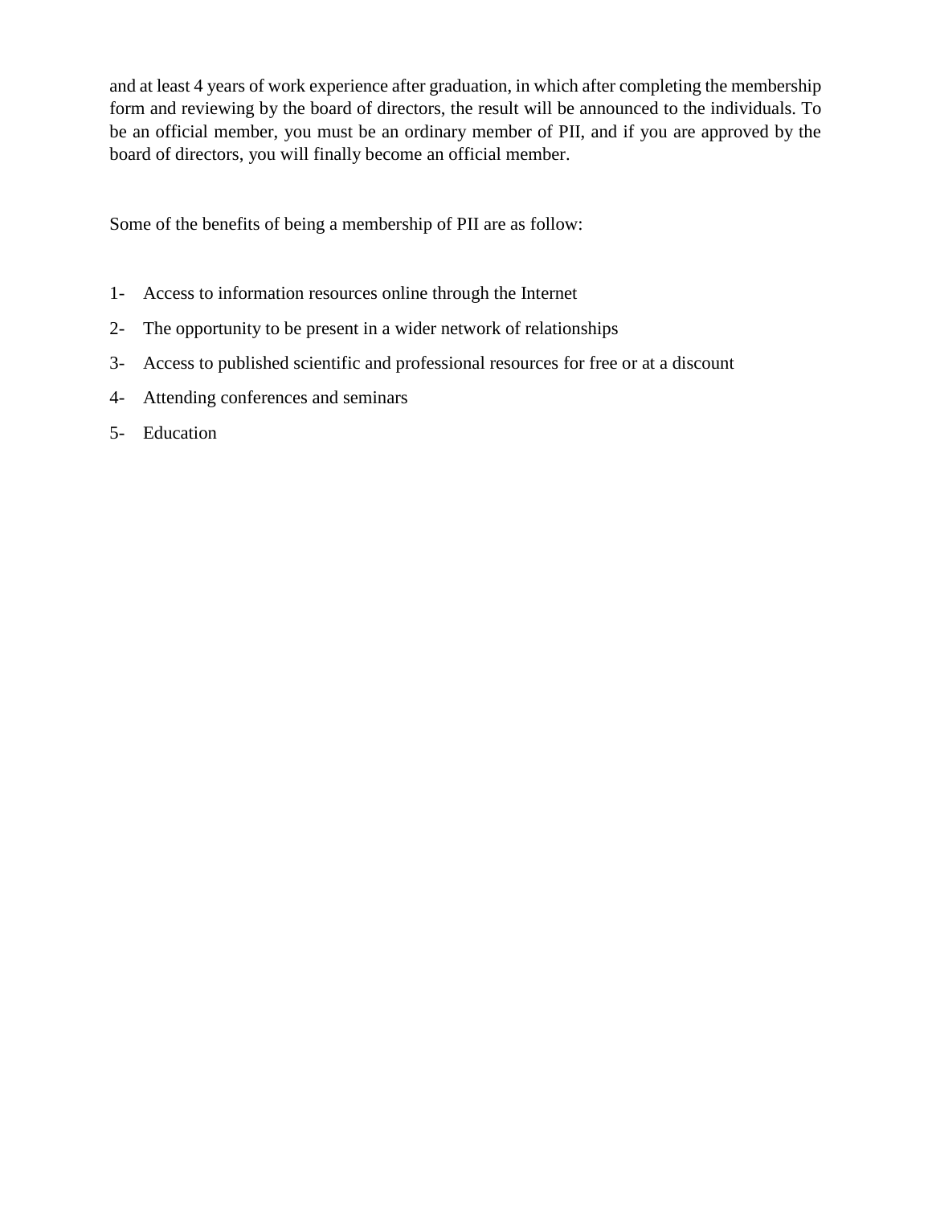and at least 4 years of work experience after graduation, in which after completing the membership form and reviewing by the board of directors, the result will be announced to the individuals. To be an official member, you must be an ordinary member of PII, and if you are approved by the board of directors, you will finally become an official member.

Some of the benefits of being a membership of PII are as follow:

1- Access to information resources online through the Internet

2- The opportunity to be present in a wider network of relationships

3- Access to published scientific and professional resources for free or at a discount

4- Attending conferences and seminars

5- Education